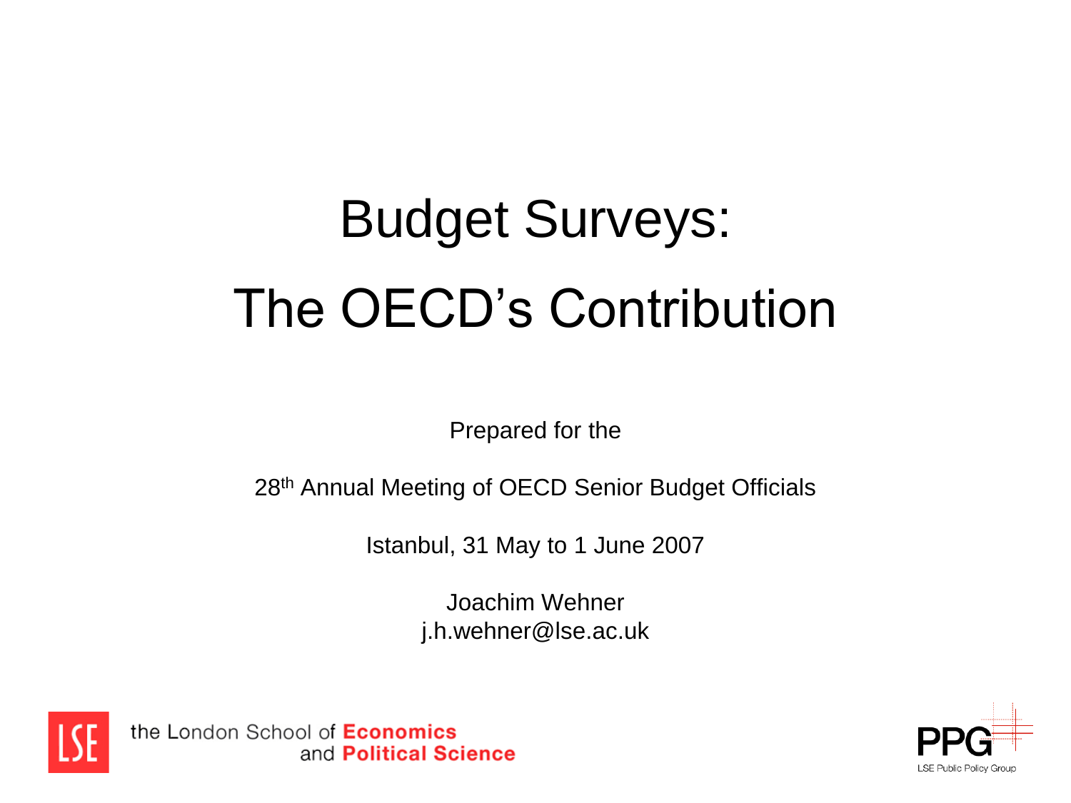# Budget Surveys: The OECD's Contribution

Prepared for the

28th Annual Meeting of OECD Senior Budget Officials

Istanbul, 31 May to 1 June 2007

Joachim Wehner
j.h.wehner@lse.ac.uk

the London School of **Economics** and **Political Science**

PPG LSE Public Policy Group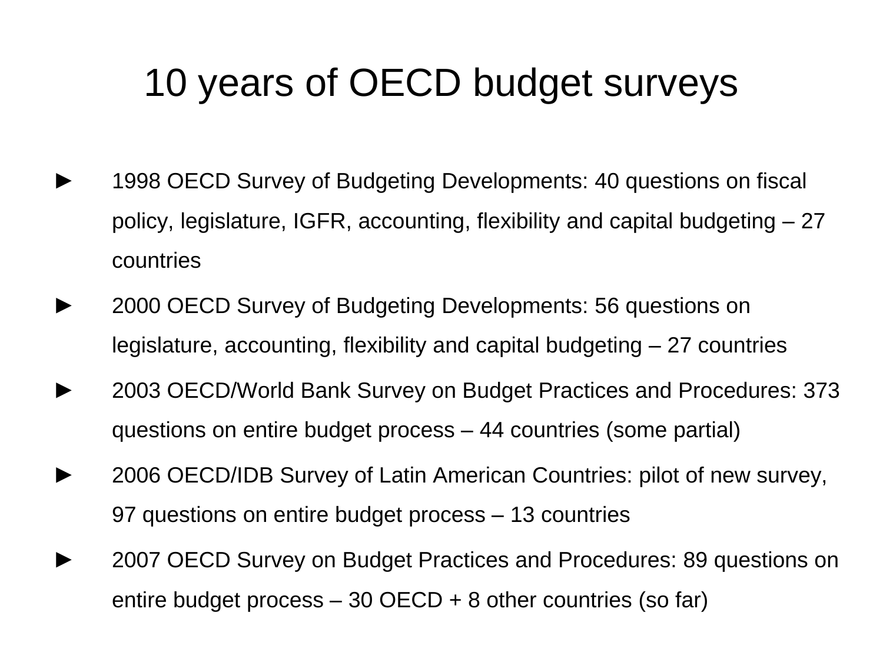# 10 years of OECD budget surveys

- 1998 OECD Survey of Budgeting Developments: 40 questions on fiscal policy, legislature, IGFR, accounting, flexibility and capital budgeting – 27 countries
- 2000 OECD Survey of Budgeting Developments: 56 questions on legislature, accounting, flexibility and capital budgeting – 27 countries
- 2003 OECD/World Bank Survey on Budget Practices and Procedures: 373 questions on entire budget process – 44 countries (some partial)
- 2006 OECD/IDB Survey of Latin American Countries: pilot of new survey, 97 questions on entire budget process – 13 countries
- 2007 OECD Survey on Budget Practices and Procedures: 89 questions on entire budget process – 30 OECD + 8 other countries (so far)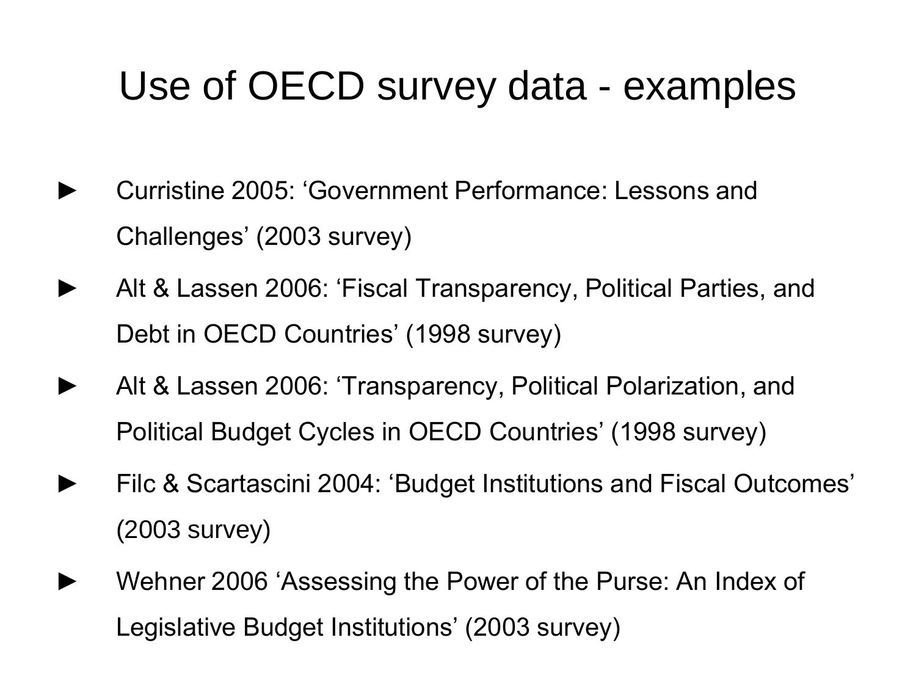# Use of OECD survey data - examples

- Curristine 2005: ‘Government Performance: Lessons and Challenges’ (2003 survey)
- Alt & Lassen 2006: ‘Fiscal Transparency, Political Parties, and Debt in OECD Countries’ (1998 survey)
- Alt & Lassen 2006: ‘Transparency, Political Polarization, and Political Budget Cycles in OECD Countries’ (1998 survey)
- Filc & Scartascini 2004: ‘Budget Institutions and Fiscal Outcomes’ (2003 survey)
- Wehner 2006 ‘Assessing the Power of the Purse: An Index of Legislative Budget Institutions’ (2003 survey)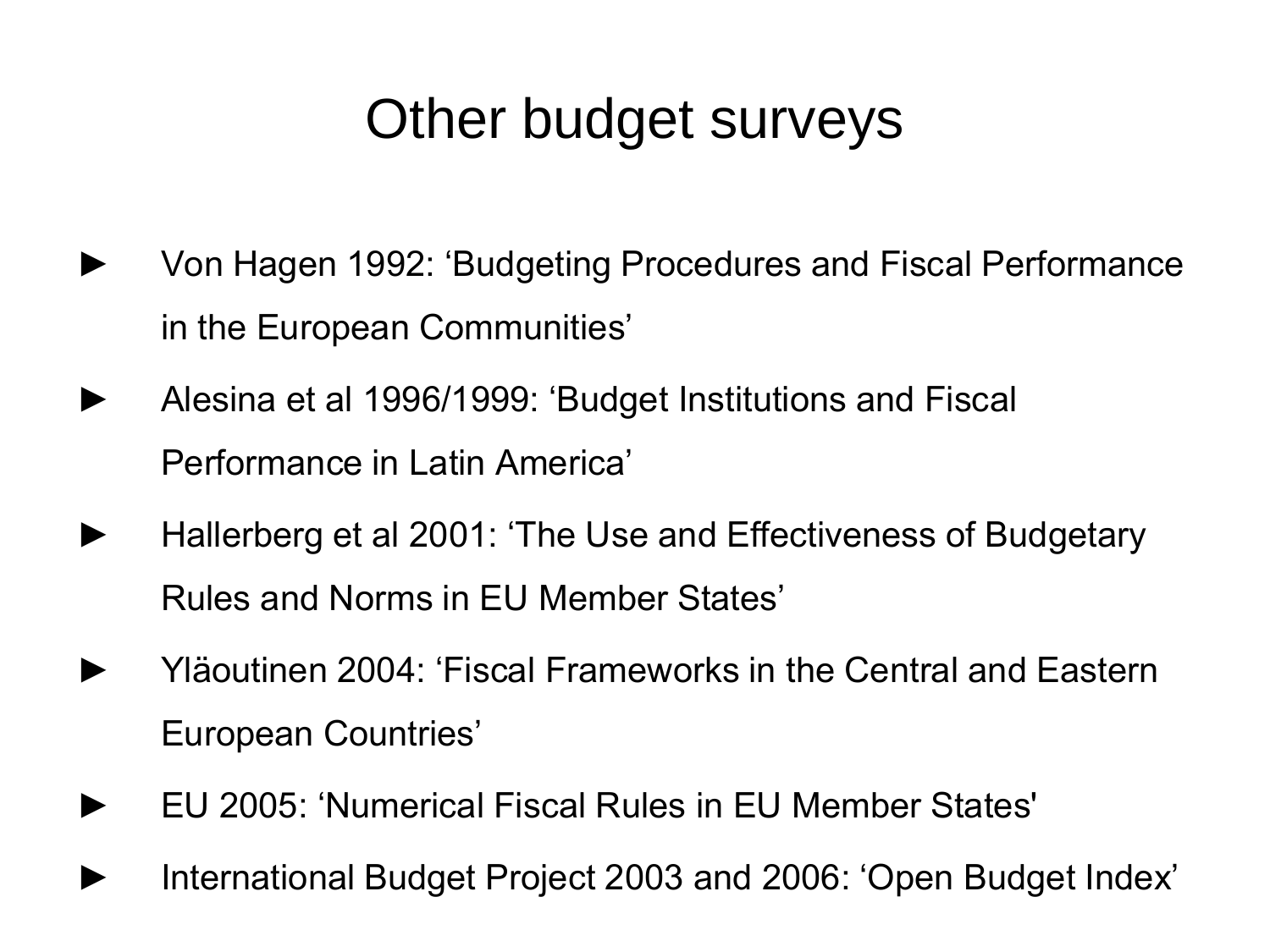# Other budget surveys

- Von Hagen 1992: ‘Budgeting Procedures and Fiscal Performance in the European Communities’
- Alesina et al 1996/1999: ‘Budget Institutions and Fiscal Performance in Latin America’
- Hallerberg et al 2001: ‘The Use and Effectiveness of Budgetary Rules and Norms in EU Member States’
- Yläoutinen 2004: ‘Fiscal Frameworks in the Central and Eastern European Countries’
- EU 2005: ‘Numerical Fiscal Rules in EU Member States'
- International Budget Project 2003 and 2006: ‘Open Budget Index’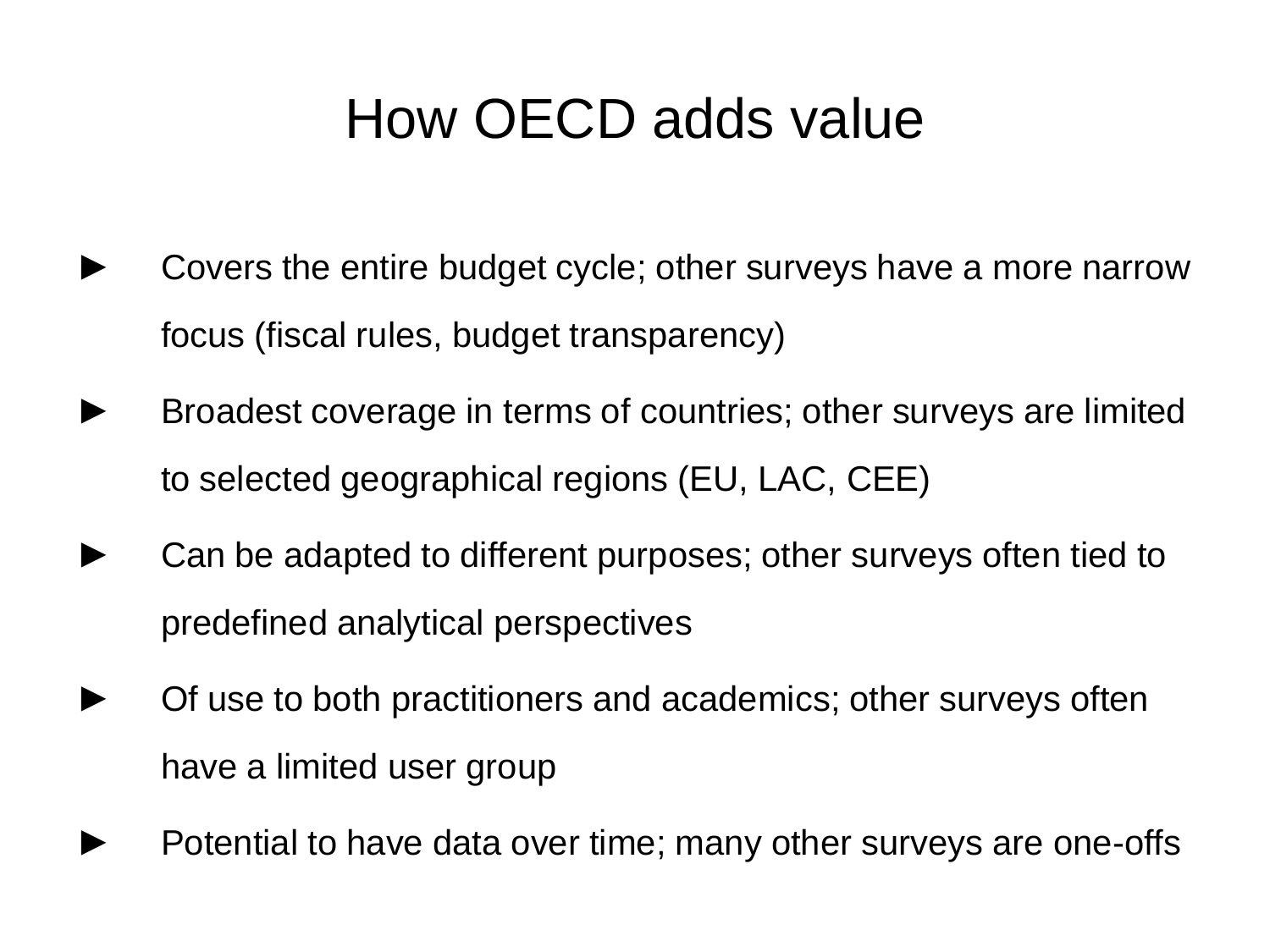# How OECD adds value

- Covers the entire budget cycle; other surveys have a more narrow focus (fiscal rules, budget transparency)
- Broadest coverage in terms of countries; other surveys are limited to selected geographical regions (EU, LAC, CEE)
- Can be adapted to different purposes; other surveys often tied to predefined analytical perspectives
- Of use to both practitioners and academics; other surveys often have a limited user group
- Potential to have data over time; many other surveys are one-offs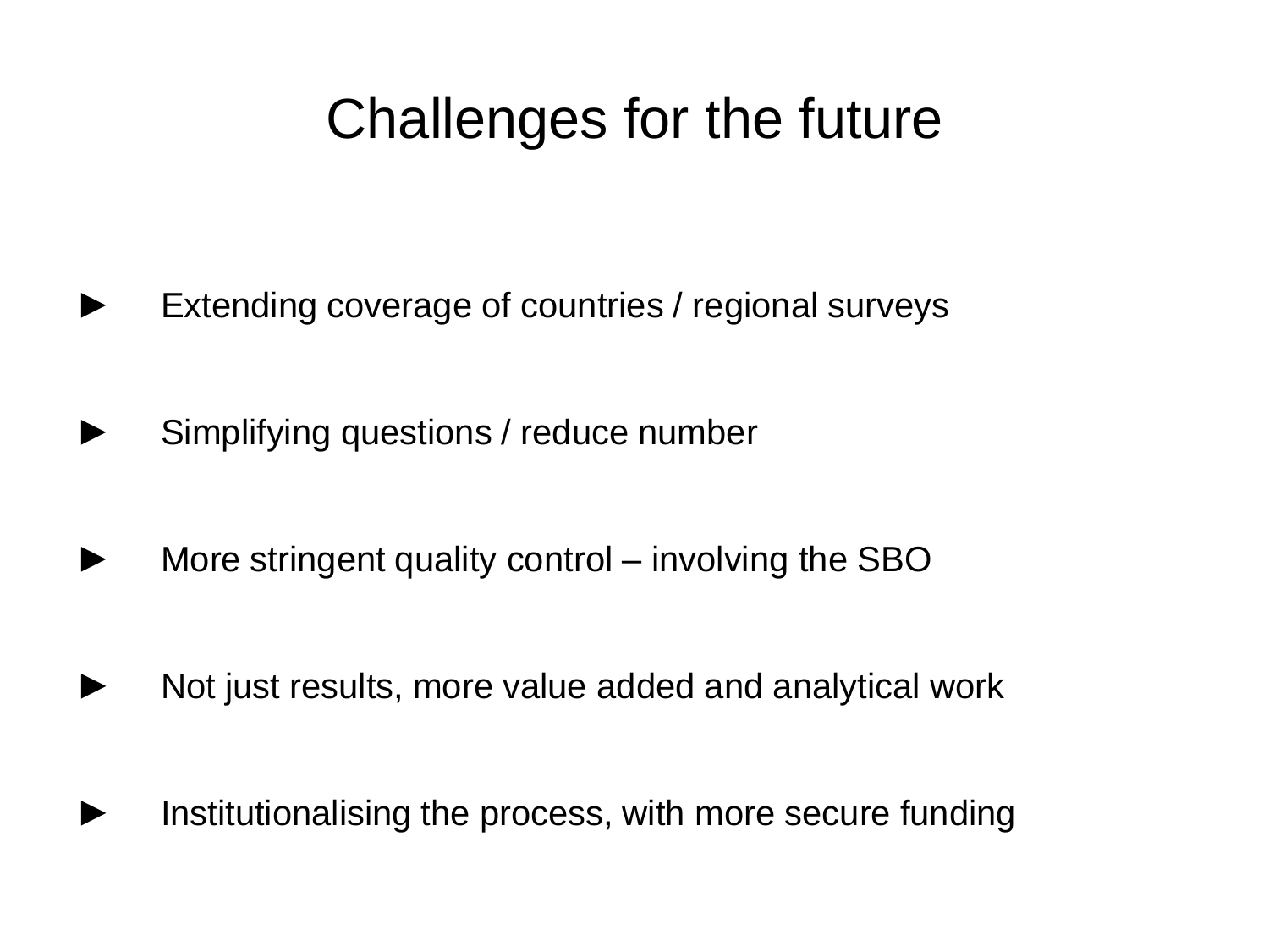# Challenges for the future

- Extending coverage of countries / regional surveys
- Simplifying questions / reduce number
- More stringent quality control – involving the SBO
- Not just results, more value added and analytical work
- Institutionalising the process, with more secure funding